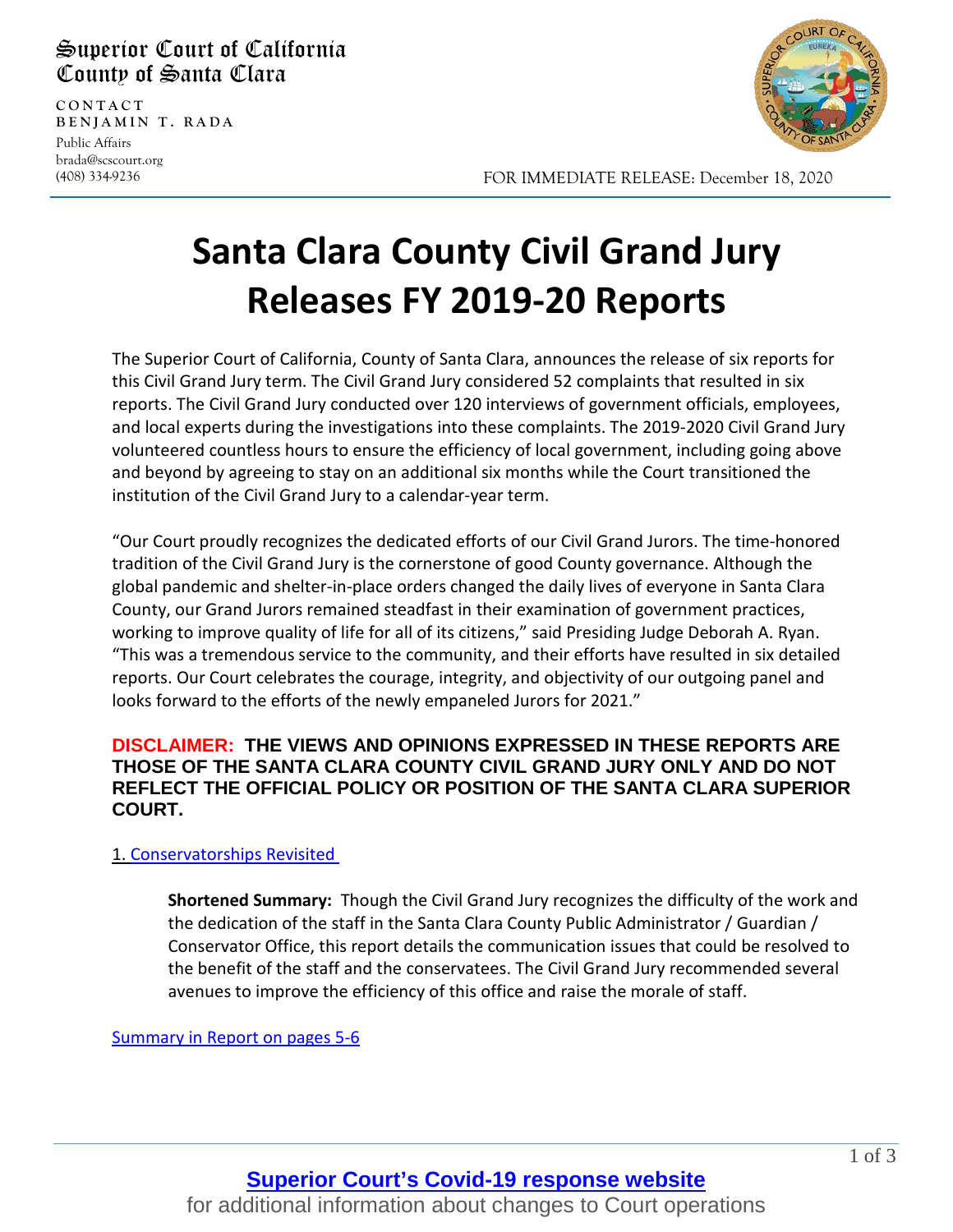Superior Court of California
County of Santa Clara

CONTACT
BENJAMIN T. RADA
Public Affairs
brada@scscourt.org
(408) 334-9236

FOR IMMEDIATE RELEASE: December 18, 2020

# Santa Clara County Civil Grand Jury Releases FY 2019-20 Reports

The Superior Court of California, County of Santa Clara, announces the release of six reports for this Civil Grand Jury term. The Civil Grand Jury considered 52 complaints that resulted in six reports. The Civil Grand Jury conducted over 120 interviews of government officials, employees, and local experts during the investigations into these complaints. The 2019-2020 Civil Grand Jury volunteered countless hours to ensure the efficiency of local government, including going above and beyond by agreeing to stay on an additional six months while the Court transitioned the institution of the Civil Grand Jury to a calendar-year term.

"Our Court proudly recognizes the dedicated efforts of our Civil Grand Jurors. The time-honored tradition of the Civil Grand Jury is the cornerstone of good County governance. Although the global pandemic and shelter-in-place orders changed the daily lives of everyone in Santa Clara County, our Grand Jurors remained steadfast in their examination of government practices, working to improve quality of life for all of its citizens," said Presiding Judge Deborah A. Ryan. "This was a tremendous service to the community, and their efforts have resulted in six detailed reports. Our Court celebrates the courage, integrity, and objectivity of our outgoing panel and looks forward to the efforts of the newly empaneled Jurors for 2021."

**DISCLAIMER: THE VIEWS AND OPINIONS EXPRESSED IN THESE REPORTS ARE THOSE OF THE SANTA CLARA COUNTY CIVIL GRAND JURY ONLY AND DO NOT REFLECT THE OFFICIAL POLICY OR POSITION OF THE SANTA CLARA SUPERIOR COURT.**

1. Conservatorships Revisited

> **Shortened Summary:** Though the Civil Grand Jury recognizes the difficulty of the work and the dedication of the staff in the Santa Clara County Public Administrator / Guardian / Conservator Office, this report details the communication issues that could be resolved to the benefit of the staff and the conservatees. The Civil Grand Jury recommended several avenues to improve the efficiency of this office and raise the morale of staff.

Summary in Report on pages 5-6

**Superior Court's Covid-19 response website**
for additional information about changes to Court operations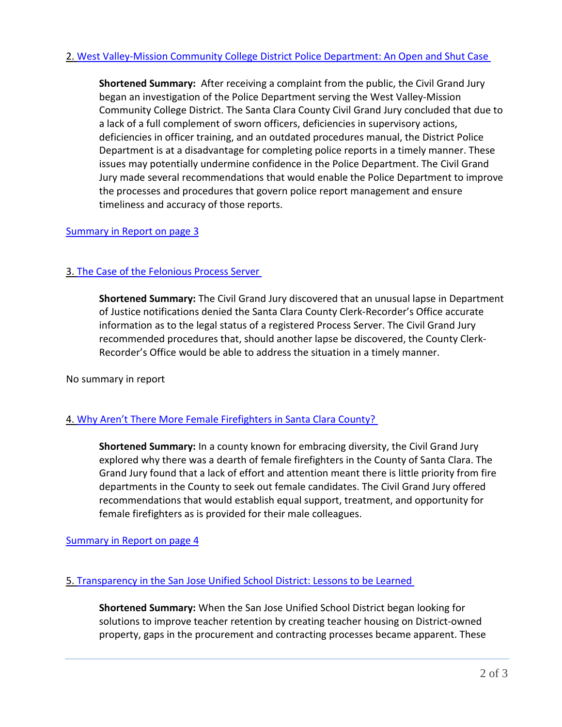2. West Valley-Mission Community College District Police Department: An Open and Shut Case

> **Shortened Summary:** After receiving a complaint from the public, the Civil Grand Jury began an investigation of the Police Department serving the West Valley-Mission Community College District. The Santa Clara County Civil Grand Jury concluded that due to a lack of a full complement of sworn officers, deficiencies in supervisory actions, deficiencies in officer training, and an outdated procedures manual, the District Police Department is at a disadvantage for completing police reports in a timely manner. These issues may potentially undermine confidence in the Police Department. The Civil Grand Jury made several recommendations that would enable the Police Department to improve the processes and procedures that govern police report management and ensure timeliness and accuracy of those reports.

Summary in Report on page 3

3. The Case of the Felonious Process Server

> **Shortened Summary:** The Civil Grand Jury discovered that an unusual lapse in Department of Justice notifications denied the Santa Clara County Clerk-Recorder's Office accurate information as to the legal status of a registered Process Server. The Civil Grand Jury recommended procedures that, should another lapse be discovered, the County Clerk-Recorder's Office would be able to address the situation in a timely manner.

No summary in report

4. Why Aren't There More Female Firefighters in Santa Clara County?

> **Shortened Summary:** In a county known for embracing diversity, the Civil Grand Jury explored why there was a dearth of female firefighters in the County of Santa Clara. The Grand Jury found that a lack of effort and attention meant there is little priority from fire departments in the County to seek out female candidates. The Civil Grand Jury offered recommendations that would establish equal support, treatment, and opportunity for female firefighters as is provided for their male colleagues.

Summary in Report on page 4

5. Transparency in the San Jose Unified School District: Lessons to be Learned

> **Shortened Summary:** When the San Jose Unified School District began looking for solutions to improve teacher retention by creating teacher housing on District-owned property, gaps in the procurement and contracting processes became apparent. These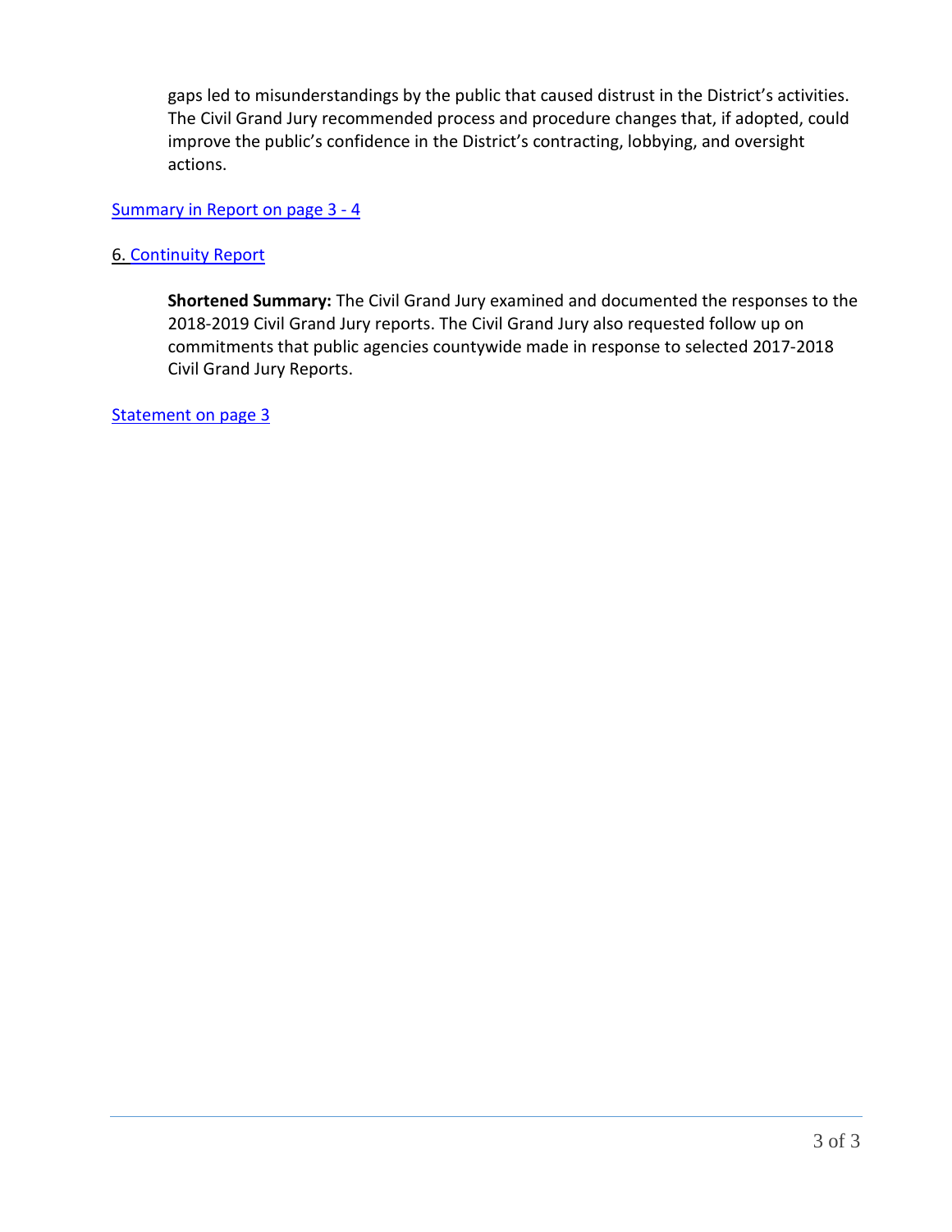gaps led to misunderstandings by the public that caused distrust in the District's activities. The Civil Grand Jury recommended process and procedure changes that, if adopted, could improve the public's confidence in the District's contracting, lobbying, and oversight actions.

Summary in Report on page 3 - 4

6. Continuity Report

**Shortened Summary:** The Civil Grand Jury examined and documented the responses to the 2018-2019 Civil Grand Jury reports. The Civil Grand Jury also requested follow up on commitments that public agencies countywide made in response to selected 2017-2018 Civil Grand Jury Reports.

Statement on page 3